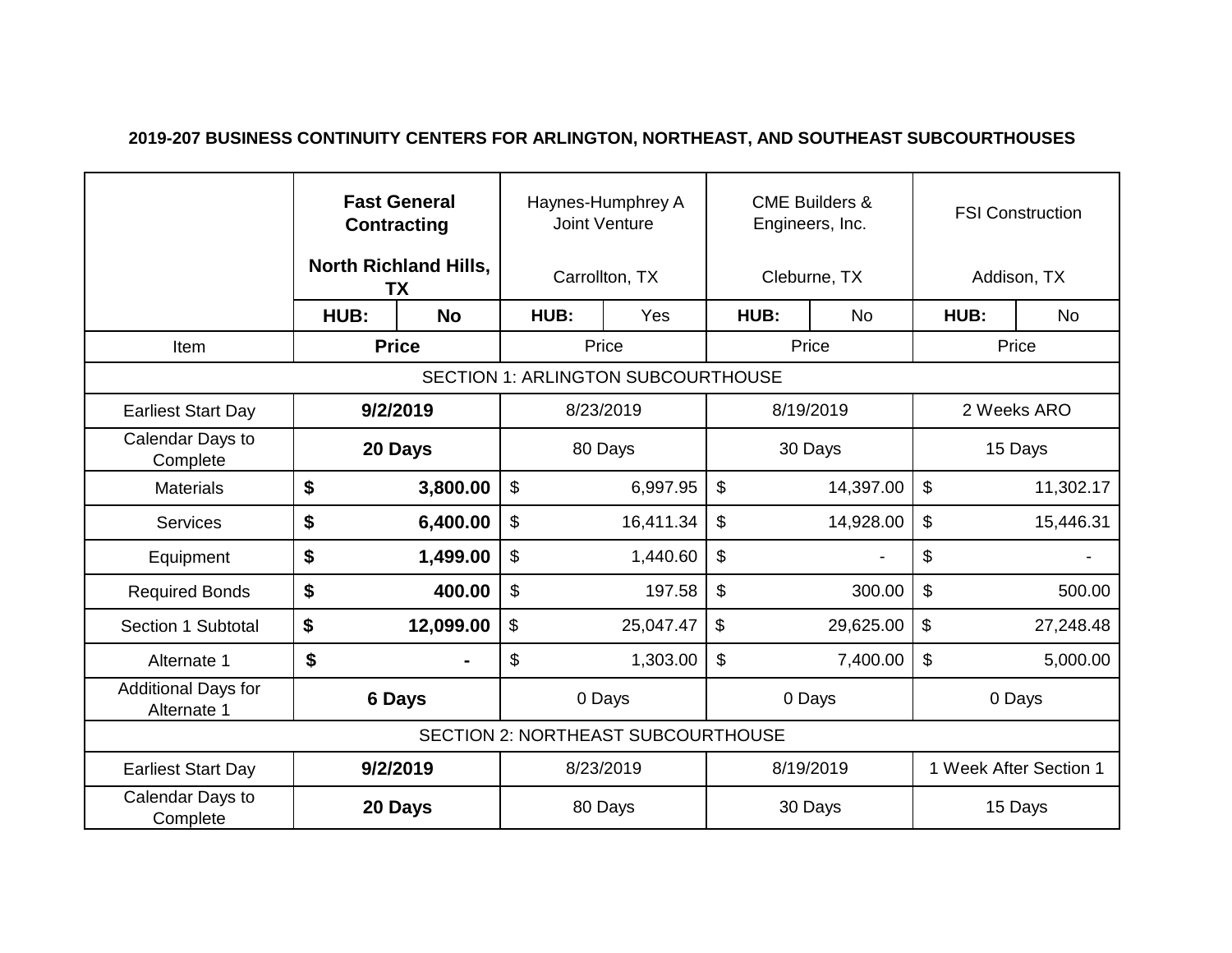**2019-207 BUSINESS CONTINUITY CENTERS FOR ARLINGTON, NORTHEAST, AND SOUTHEAST SUBCOURTHOUSES**

| | **Fast General Contracting**<br><br>**North Richland Hills, TX** | | Haynes-Humphrey A Joint Venture<br><br>Carrollton, TX | | CME Builders & Engineers, Inc.<br><br>Cleburne, TX | | FSI Construction<br><br>Addison, TX | |
|---|---|---|---|---|---|---|---|---|
| | **HUB:** | **No** | **HUB:** | Yes | **HUB:** | No | **HUB:** | No |
| Item | **Price** | | Price | | Price | | Price | |
| SECTION 1: ARLINGTON SUBCOURTHOUSE | | | | | | | | |
| Earliest Start Day | **9/2/2019** | | 8/23/2019 | | 8/19/2019 | | 2 Weeks ARO | |
| Calendar Days to Complete | **20 Days** | | 80 Days | | 30 Days | | 15 Days | |
| Materials | **$** | **3,800.00** | $ | 6,997.95 | $ | 14,397.00 | $ | 11,302.17 |
| Services | **$** | **6,400.00** | $ | 16,411.34 | $ | 14,928.00 | $ | 15,446.31 |
| Equipment | **$** | **1,499.00** | $ | 1,440.60 | $ | - | $ | - |
| Required Bonds | **$** | **400.00** | $ | 197.58 | $ | 300.00 | $ | 500.00 |
| Section 1 Subtotal | **$** | **12,099.00** | $ | 25,047.47 | $ | 29,625.00 | $ | 27,248.48 |
| Alternate 1 | **$** | **-** | $ | 1,303.00 | $ | 7,400.00 | $ | 5,000.00 |
| Additional Days for Alternate 1 | **6 Days** | | 0 Days | | 0 Days | | 0 Days | |
| SECTION 2: NORTHEAST SUBCOURTHOUSE | | | | | | | | |
| Earliest Start Day | **9/2/2019** | | 8/23/2019 | | 8/19/2019 | | 1 Week After Section 1 | |
| Calendar Days to Complete | **20 Days** | | 80 Days | | 30 Days | | 15 Days | |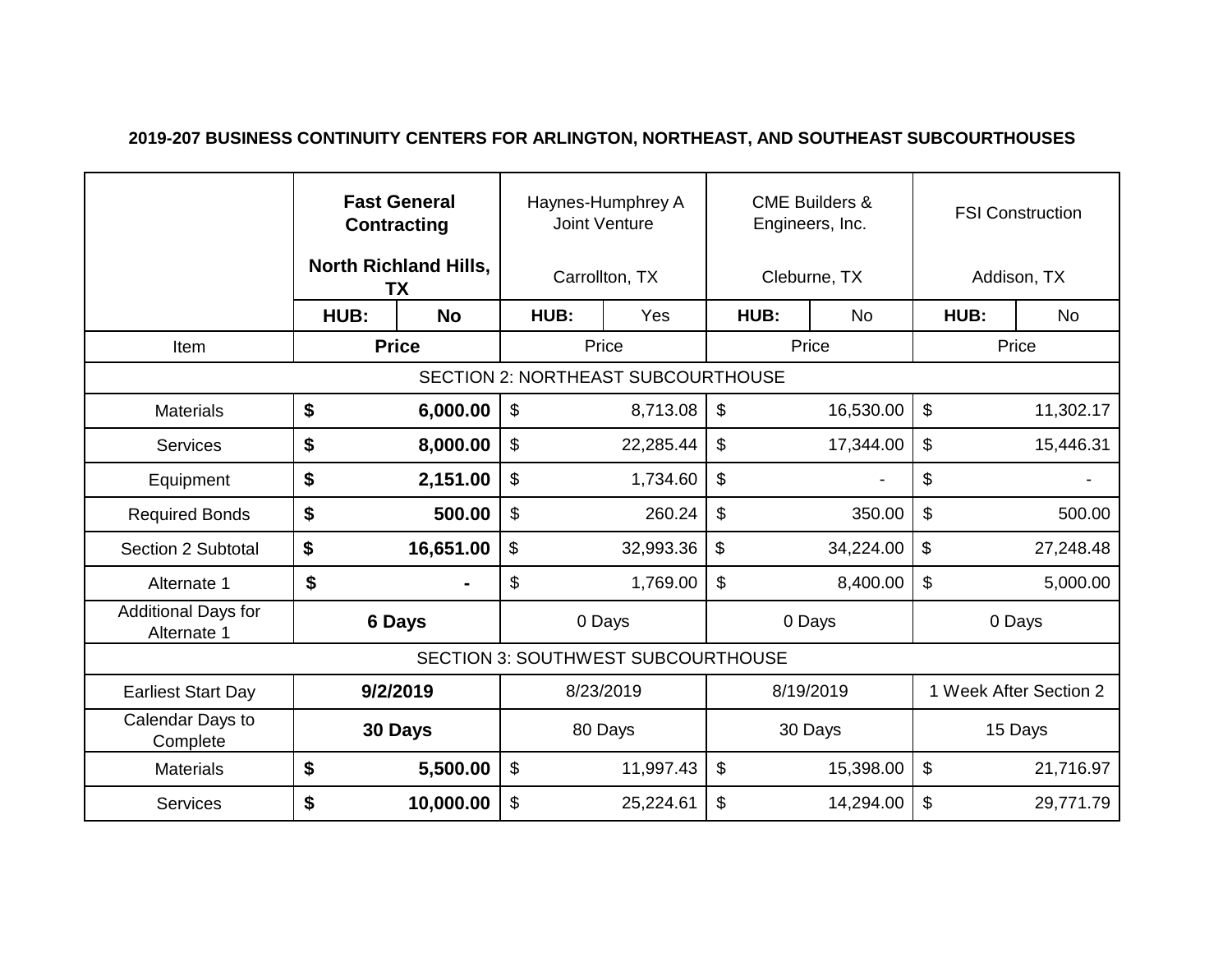**2019-207 BUSINESS CONTINUITY CENTERS FOR ARLINGTON, NORTHEAST, AND SOUTHEAST SUBCOURTHOUSES**

| | **Fast General Contracting**<br><br>**North Richland Hills, TX** | | Haynes-Humphrey A Joint Venture<br><br>Carrollton, TX | | CME Builders & Engineers, Inc.<br><br>Cleburne, TX | | FSI Construction<br><br>Addison, TX | |
|---|---|---|---|---|---|---|---|---|
| | **HUB:** | **No** | **HUB:** | Yes | **HUB:** | No | **HUB:** | No |
| Item | **Price** | | Price | | Price | | Price | |
| SECTION 2: NORTHEAST SUBCOURTHOUSE | | | | | | | | |
| Materials | **$** | **6,000.00** | $ | 8,713.08 | $ | 16,530.00 | $ | 11,302.17 |
| Services | **$** | **8,000.00** | $ | 22,285.44 | $ | 17,344.00 | $ | 15,446.31 |
| Equipment | **$** | **2,151.00** | $ | 1,734.60 | $ | - | $ | - |
| Required Bonds | **$** | **500.00** | $ | 260.24 | $ | 350.00 | $ | 500.00 |
| Section 2 Subtotal | **$** | **16,651.00** | $ | 32,993.36 | $ | 34,224.00 | $ | 27,248.48 |
| Alternate 1 | **$** | **-** | $ | 1,769.00 | $ | 8,400.00 | $ | 5,000.00 |
| Additional Days for Alternate 1 | **6 Days** | | 0 Days | | 0 Days | | 0 Days | |
| SECTION 3: SOUTHWEST SUBCOURTHOUSE | | | | | | | | |
| Earliest Start Day | **9/2/2019** | | 8/23/2019 | | 8/19/2019 | | 1 Week After Section 2 | |
| Calendar Days to Complete | **30 Days** | | 80 Days | | 30 Days | | 15 Days | |
| Materials | **$** | **5,500.00** | $ | 11,997.43 | $ | 15,398.00 | $ | 21,716.97 |
| Services | **$** | **10,000.00** | $ | 25,224.61 | $ | 14,294.00 | $ | 29,771.79 |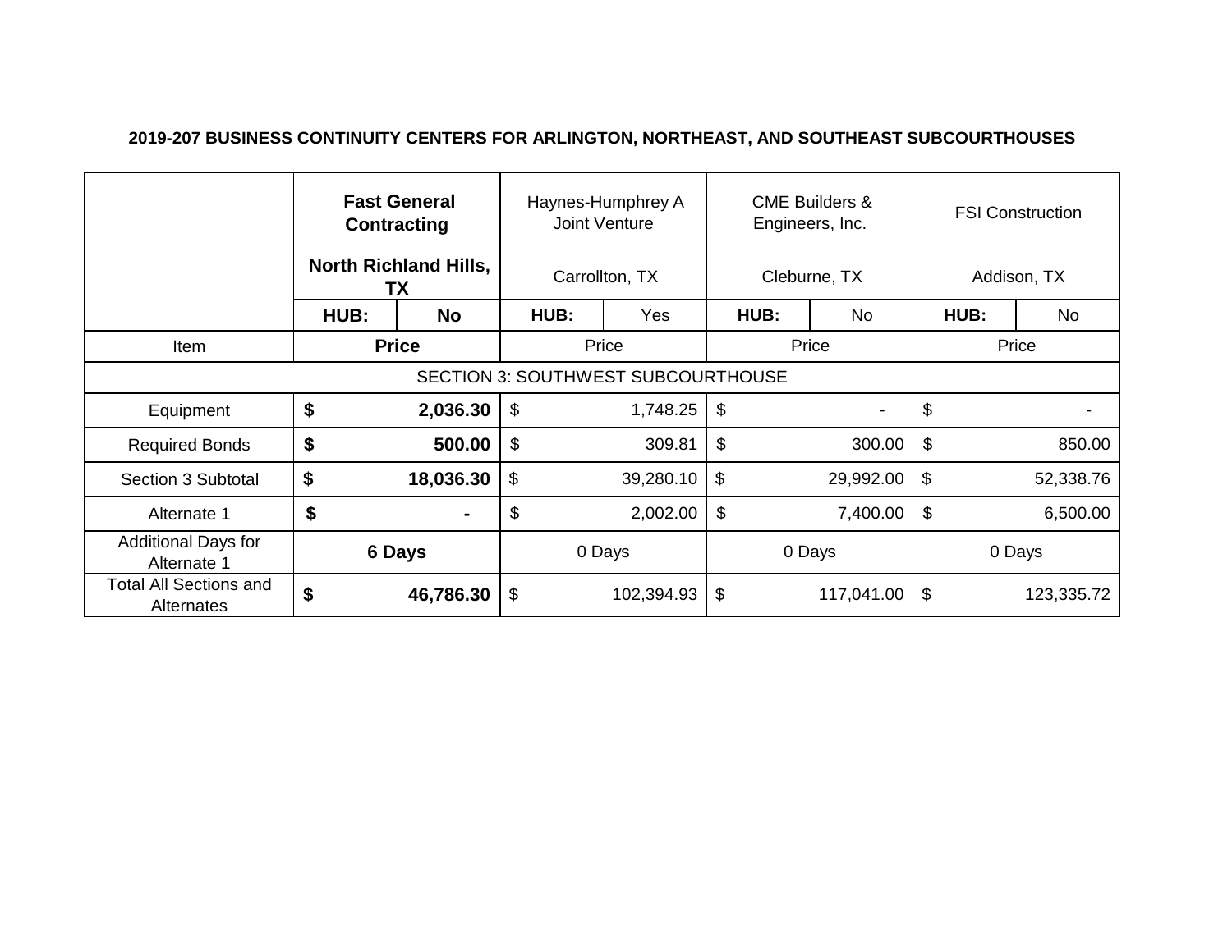**2019-207 BUSINESS CONTINUITY CENTERS FOR ARLINGTON, NORTHEAST, AND SOUTHEAST SUBCOURTHOUSES**

| | **Fast General Contracting**<br><br>**North Richland Hills, TX** | | Haynes-Humphrey A Joint Venture<br><br>Carrollton, TX | | CME Builders & Engineers, Inc.<br><br>Cleburne, TX | | FSI Construction<br><br>Addison, TX | |
|---|---|---|---|---|---|---|---|---|
| | **HUB:** | **No** | **HUB:** | Yes | **HUB:** | No | **HUB:** | No |
| Item | **Price** | | Price | | Price | | Price | |
| SECTION 3: SOUTHWEST SUBCOURTHOUSE | | | | | | | | |
| Equipment | **$** | **2,036.30** | $ | 1,748.25 | $ | - | $ | - |
| Required Bonds | **$** | **500.00** | $ | 309.81 | $ | 300.00 | $ | 850.00 |
| Section 3 Subtotal | **$** | **18,036.30** | $ | 39,280.10 | $ | 29,992.00 | $ | 52,338.76 |
| Alternate 1 | **$** | **-** | $ | 2,002.00 | $ | 7,400.00 | $ | 6,500.00 |
| Additional Days for Alternate 1 | **6 Days** | | 0 Days | | 0 Days | | 0 Days | |
| Total All Sections and Alternates | **$** | **46,786.30** | $ | 102,394.93 | $ | 117,041.00 | $ | 123,335.72 |